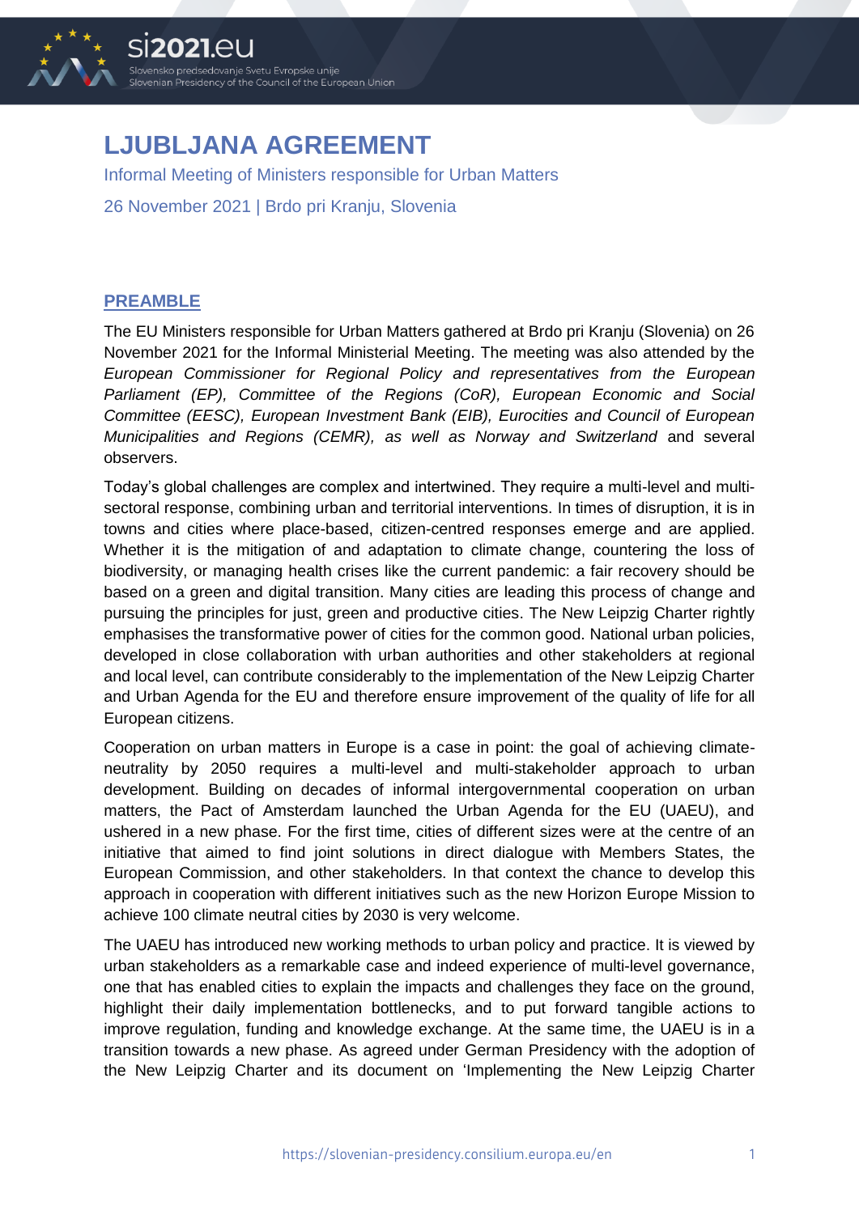# LJUBLJANA AGREEMENT

Informal Meeting of Ministers responsible for Urban Matters

26 November 2021 | Brdo pri Kranju, Slovenia

## PREAMBLE

The EU Ministers responsible for Urban Matters gathered at Brdo pri Kranju (Slovenia) on 26 November 2021 for the Informal Ministerial Meeting. The meeting was also attended by the *European Commissioner for Regional Policy and representatives from the European Parliament (EP), Committee of the Regions (CoR), European Economic and Social Committee (EESC), European Investment Bank (EIB), Eurocities and Council of European Municipalities and Regions (CEMR), as well as Norway and Switzerland* and several observers.

Today's global challenges are complex and intertwined. They require a multi-level and multi-sectoral response, combining urban and territorial interventions. In times of disruption, it is in towns and cities where place-based, citizen-centred responses emerge and are applied. Whether it is the mitigation of and adaptation to climate change, countering the loss of biodiversity, or managing health crises like the current pandemic: a fair recovery should be based on a green and digital transition. Many cities are leading this process of change and pursuing the principles for just, green and productive cities. The New Leipzig Charter rightly emphasises the transformative power of cities for the common good. National urban policies, developed in close collaboration with urban authorities and other stakeholders at regional and local level, can contribute considerably to the implementation of the New Leipzig Charter and Urban Agenda for the EU and therefore ensure improvement of the quality of life for all European citizens.

Cooperation on urban matters in Europe is a case in point: the goal of achieving climate-neutrality by 2050 requires a multi-level and multi-stakeholder approach to urban development. Building on decades of informal intergovernmental cooperation on urban matters, the Pact of Amsterdam launched the Urban Agenda for the EU (UAEU), and ushered in a new phase. For the first time, cities of different sizes were at the centre of an initiative that aimed to find joint solutions in direct dialogue with Members States, the European Commission, and other stakeholders. In that context the chance to develop this approach in cooperation with different initiatives such as the new Horizon Europe Mission to achieve 100 climate neutral cities by 2030 is very welcome.

The UAEU has introduced new working methods to urban policy and practice. It is viewed by urban stakeholders as a remarkable case and indeed experience of multi-level governance, one that has enabled cities to explain the impacts and challenges they face on the ground, highlight their daily implementation bottlenecks, and to put forward tangible actions to improve regulation, funding and knowledge exchange. At the same time, the UAEU is in a transition towards a new phase. As agreed under German Presidency with the adoption of the New Leipzig Charter and its document on 'Implementing the New Leipzig Charter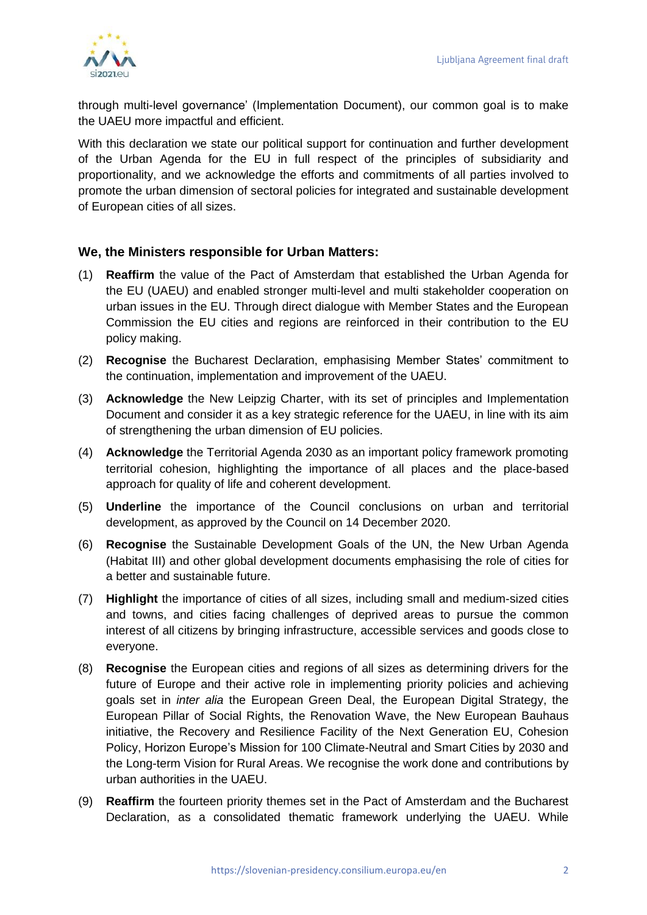through multi-level governance' (Implementation Document), our common goal is to make the UAEU more impactful and efficient.

With this declaration we state our political support for continuation and further development of the Urban Agenda for the EU in full respect of the principles of subsidiarity and proportionality, and we acknowledge the efforts and commitments of all parties involved to promote the urban dimension of sectoral policies for integrated and sustainable development of European cities of all sizes.

### We, the Ministers responsible for Urban Matters:

(1) **Reaffirm** the value of the Pact of Amsterdam that established the Urban Agenda for the EU (UAEU) and enabled stronger multi-level and multi stakeholder cooperation on urban issues in the EU. Through direct dialogue with Member States and the European Commission the EU cities and regions are reinforced in their contribution to the EU policy making.

(2) **Recognise** the Bucharest Declaration, emphasising Member States' commitment to the continuation, implementation and improvement of the UAEU.

(3) **Acknowledge** the New Leipzig Charter, with its set of principles and Implementation Document and consider it as a key strategic reference for the UAEU, in line with its aim of strengthening the urban dimension of EU policies.

(4) **Acknowledge** the Territorial Agenda 2030 as an important policy framework promoting territorial cohesion, highlighting the importance of all places and the place-based approach for quality of life and coherent development.

(5) **Underline** the importance of the Council conclusions on urban and territorial development, as approved by the Council on 14 December 2020.

(6) **Recognise** the Sustainable Development Goals of the UN, the New Urban Agenda (Habitat III) and other global development documents emphasising the role of cities for a better and sustainable future.

(7) **Highlight** the importance of cities of all sizes, including small and medium-sized cities and towns, and cities facing challenges of deprived areas to pursue the common interest of all citizens by bringing infrastructure, accessible services and goods close to everyone.

(8) **Recognise** the European cities and regions of all sizes as determining drivers for the future of Europe and their active role in implementing priority policies and achieving goals set in *inter alia* the European Green Deal, the European Digital Strategy, the European Pillar of Social Rights, the Renovation Wave, the New European Bauhaus initiative, the Recovery and Resilience Facility of the Next Generation EU, Cohesion Policy, Horizon Europe's Mission for 100 Climate-Neutral and Smart Cities by 2030 and the Long-term Vision for Rural Areas. We recognise the work done and contributions by urban authorities in the UAEU.

(9) **Reaffirm** the fourteen priority themes set in the Pact of Amsterdam and the Bucharest Declaration, as a consolidated thematic framework underlying the UAEU. While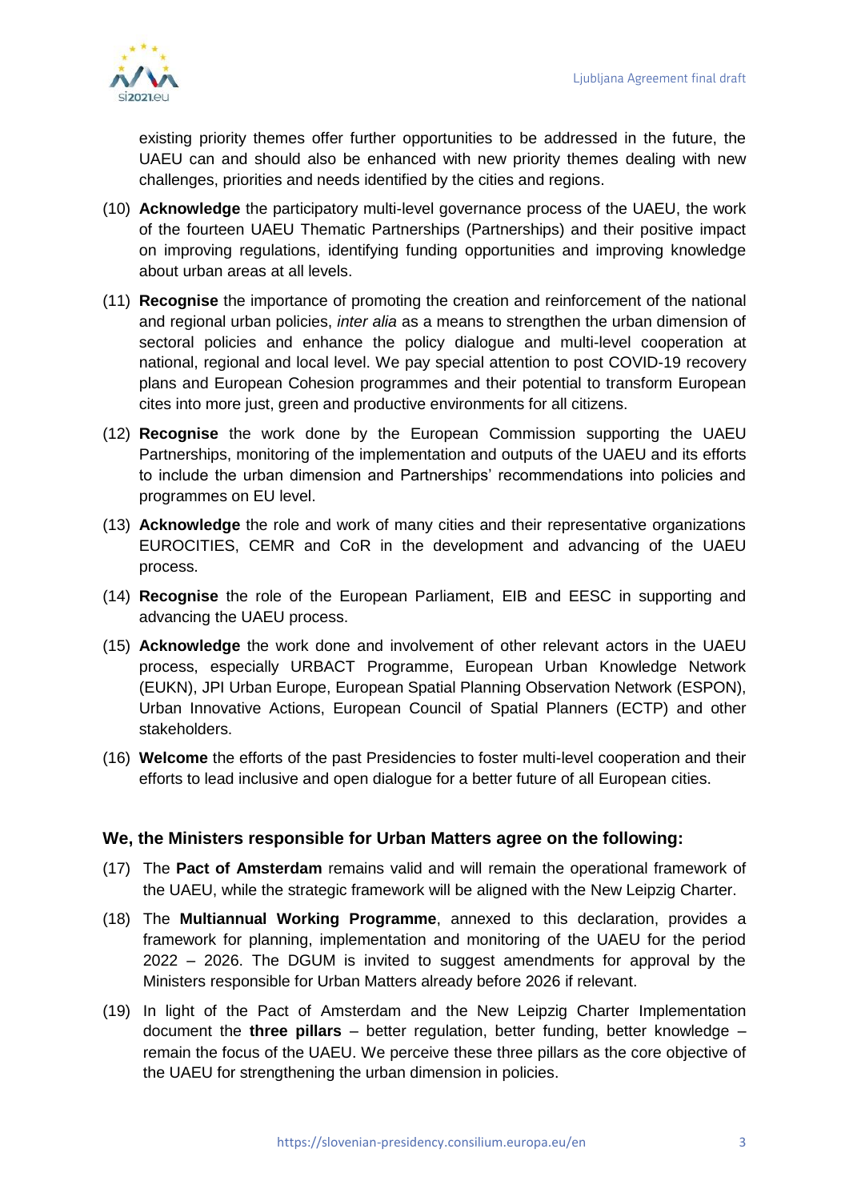existing priority themes offer further opportunities to be addressed in the future, the UAEU can and should also be enhanced with new priority themes dealing with new challenges, priorities and needs identified by the cities and regions.

(10) **Acknowledge** the participatory multi-level governance process of the UAEU, the work of the fourteen UAEU Thematic Partnerships (Partnerships) and their positive impact on improving regulations, identifying funding opportunities and improving knowledge about urban areas at all levels.

(11) **Recognise** the importance of promoting the creation and reinforcement of the national and regional urban policies, *inter alia* as a means to strengthen the urban dimension of sectoral policies and enhance the policy dialogue and multi-level cooperation at national, regional and local level. We pay special attention to post COVID-19 recovery plans and European Cohesion programmes and their potential to transform European cites into more just, green and productive environments for all citizens.

(12) **Recognise** the work done by the European Commission supporting the UAEU Partnerships, monitoring of the implementation and outputs of the UAEU and its efforts to include the urban dimension and Partnerships' recommendations into policies and programmes on EU level.

(13) **Acknowledge** the role and work of many cities and their representative organizations EUROCITIES, CEMR and CoR in the development and advancing of the UAEU process.

(14) **Recognise** the role of the European Parliament, EIB and EESC in supporting and advancing the UAEU process.

(15) **Acknowledge** the work done and involvement of other relevant actors in the UAEU process, especially URBACT Programme, European Urban Knowledge Network (EUKN), JPI Urban Europe, European Spatial Planning Observation Network (ESPON), Urban Innovative Actions, European Council of Spatial Planners (ECTP) and other stakeholders.

(16) **Welcome** the efforts of the past Presidencies to foster multi-level cooperation and their efforts to lead inclusive and open dialogue for a better future of all European cities.

### We, the Ministers responsible for Urban Matters agree on the following:

(17) The **Pact of Amsterdam** remains valid and will remain the operational framework of the UAEU, while the strategic framework will be aligned with the New Leipzig Charter.

(18) The **Multiannual Working Programme**, annexed to this declaration, provides a framework for planning, implementation and monitoring of the UAEU for the period 2022 – 2026. The DGUM is invited to suggest amendments for approval by the Ministers responsible for Urban Matters already before 2026 if relevant.

(19) In light of the Pact of Amsterdam and the New Leipzig Charter Implementation document the **three pillars** – better regulation, better funding, better knowledge – remain the focus of the UAEU. We perceive these three pillars as the core objective of the UAEU for strengthening the urban dimension in policies.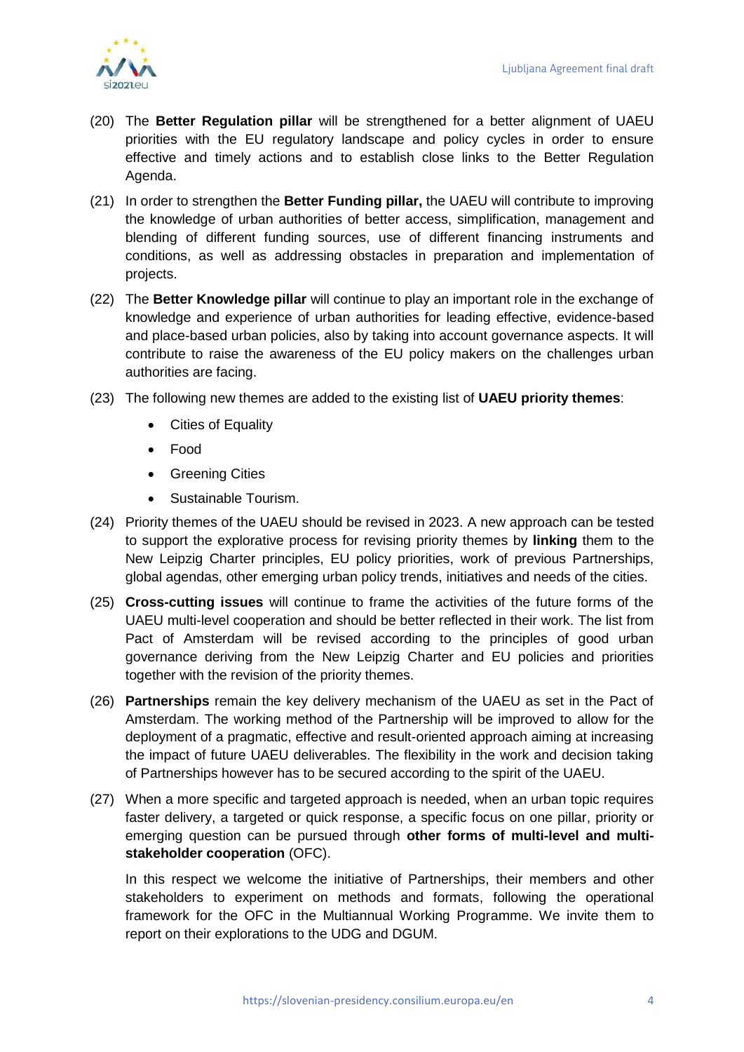(20) The **Better Regulation pillar** will be strengthened for a better alignment of UAEU priorities with the EU regulatory landscape and policy cycles in order to ensure effective and timely actions and to establish close links to the Better Regulation Agenda.

(21) In order to strengthen the **Better Funding pillar,** the UAEU will contribute to improving the knowledge of urban authorities of better access, simplification, management and blending of different funding sources, use of different financing instruments and conditions, as well as addressing obstacles in preparation and implementation of projects.

(22) The **Better Knowledge pillar** will continue to play an important role in the exchange of knowledge and experience of urban authorities for leading effective, evidence-based and place-based urban policies, also by taking into account governance aspects. It will contribute to raise the awareness of the EU policy makers on the challenges urban authorities are facing.

(23) The following new themes are added to the existing list of **UAEU priority themes**:

- Cities of Equality
- Food
- Greening Cities
- Sustainable Tourism.

(24) Priority themes of the UAEU should be revised in 2023. A new approach can be tested to support the explorative process for revising priority themes by **linking** them to the New Leipzig Charter principles, EU policy priorities, work of previous Partnerships, global agendas, other emerging urban policy trends, initiatives and needs of the cities.

(25) **Cross-cutting issues** will continue to frame the activities of the future forms of the UAEU multi-level cooperation and should be better reflected in their work. The list from Pact of Amsterdam will be revised according to the principles of good urban governance deriving from the New Leipzig Charter and EU policies and priorities together with the revision of the priority themes.

(26) **Partnerships** remain the key delivery mechanism of the UAEU as set in the Pact of Amsterdam. The working method of the Partnership will be improved to allow for the deployment of a pragmatic, effective and result-oriented approach aiming at increasing the impact of future UAEU deliverables. The flexibility in the work and decision taking of Partnerships however has to be secured according to the spirit of the UAEU.

(27) When a more specific and targeted approach is needed, when an urban topic requires faster delivery, a targeted or quick response, a specific focus on one pillar, priority or emerging question can be pursued through **other forms of multi-level and multi-stakeholder cooperation** (OFC).

In this respect we welcome the initiative of Partnerships, their members and other stakeholders to experiment on methods and formats, following the operational framework for the OFC in the Multiannual Working Programme. We invite them to report on their explorations to the UDG and DGUM.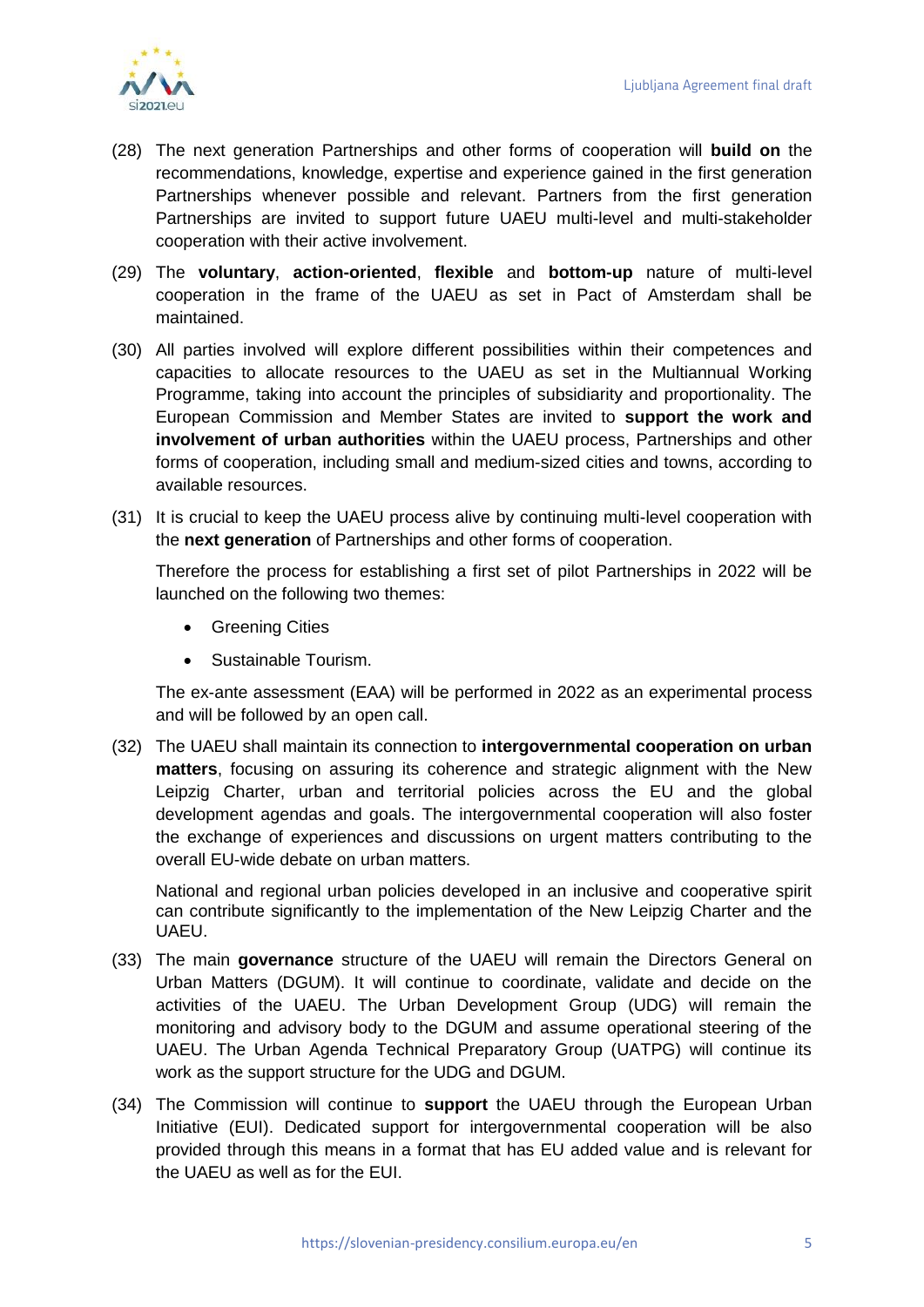(28) The next generation Partnerships and other forms of cooperation will **build on** the recommendations, knowledge, expertise and experience gained in the first generation Partnerships whenever possible and relevant. Partners from the first generation Partnerships are invited to support future UAEU multi-level and multi-stakeholder cooperation with their active involvement.

(29) The **voluntary**, **action-oriented**, **flexible** and **bottom-up** nature of multi-level cooperation in the frame of the UAEU as set in Pact of Amsterdam shall be maintained.

(30) All parties involved will explore different possibilities within their competences and capacities to allocate resources to the UAEU as set in the Multiannual Working Programme, taking into account the principles of subsidiarity and proportionality. The European Commission and Member States are invited to **support the work and involvement of urban authorities** within the UAEU process, Partnerships and other forms of cooperation, including small and medium-sized cities and towns, according to available resources.

(31) It is crucial to keep the UAEU process alive by continuing multi-level cooperation with the **next generation** of Partnerships and other forms of cooperation.

Therefore the process for establishing a first set of pilot Partnerships in 2022 will be launched on the following two themes:

- Greening Cities
- Sustainable Tourism.

The ex-ante assessment (EAA) will be performed in 2022 as an experimental process and will be followed by an open call.

(32) The UAEU shall maintain its connection to **intergovernmental cooperation on urban matters**, focusing on assuring its coherence and strategic alignment with the New Leipzig Charter, urban and territorial policies across the EU and the global development agendas and goals. The intergovernmental cooperation will also foster the exchange of experiences and discussions on urgent matters contributing to the overall EU-wide debate on urban matters.

National and regional urban policies developed in an inclusive and cooperative spirit can contribute significantly to the implementation of the New Leipzig Charter and the UAEU.

(33) The main **governance** structure of the UAEU will remain the Directors General on Urban Matters (DGUM). It will continue to coordinate, validate and decide on the activities of the UAEU. The Urban Development Group (UDG) will remain the monitoring and advisory body to the DGUM and assume operational steering of the UAEU. The Urban Agenda Technical Preparatory Group (UATPG) will continue its work as the support structure for the UDG and DGUM.

(34) The Commission will continue to **support** the UAEU through the European Urban Initiative (EUI). Dedicated support for intergovernmental cooperation will be also provided through this means in a format that has EU added value and is relevant for the UAEU as well as for the EUI.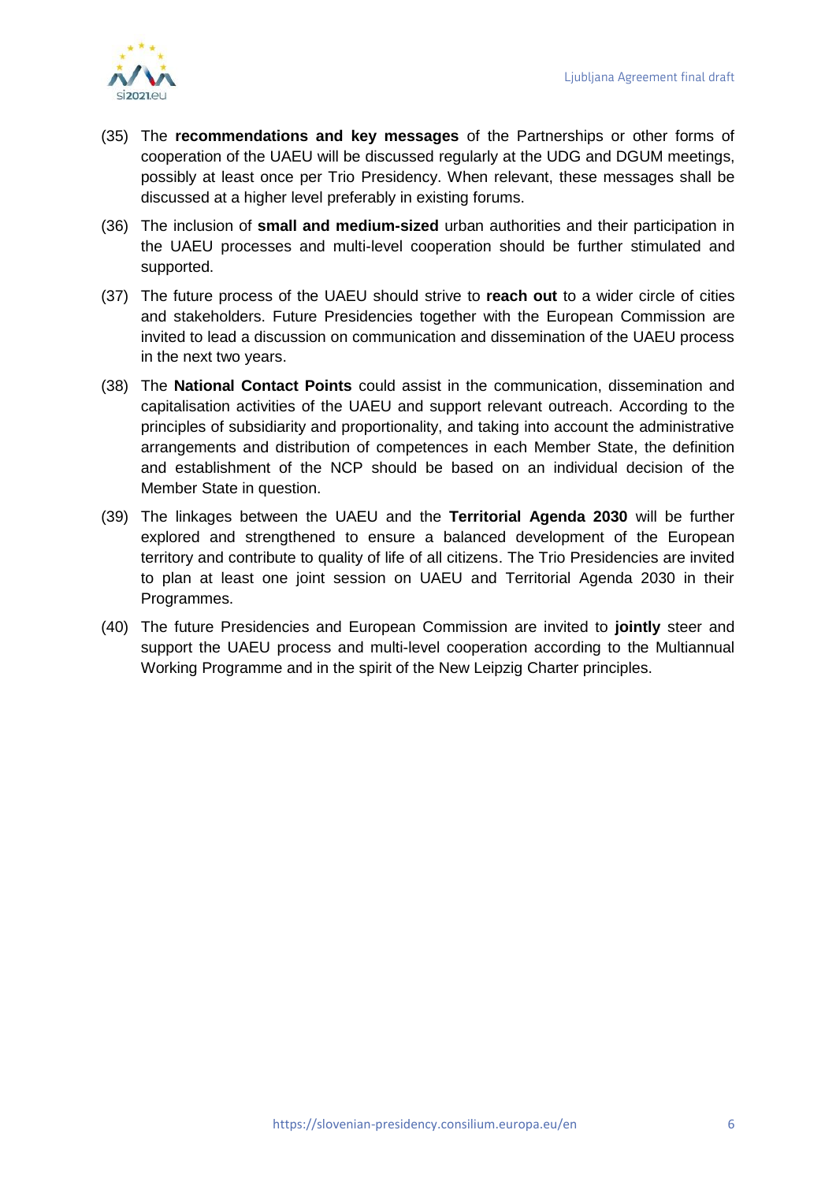(35) The **recommendations and key messages** of the Partnerships or other forms of cooperation of the UAEU will be discussed regularly at the UDG and DGUM meetings, possibly at least once per Trio Presidency. When relevant, these messages shall be discussed at a higher level preferably in existing forums.

(36) The inclusion of **small and medium-sized** urban authorities and their participation in the UAEU processes and multi-level cooperation should be further stimulated and supported.

(37) The future process of the UAEU should strive to **reach out** to a wider circle of cities and stakeholders. Future Presidencies together with the European Commission are invited to lead a discussion on communication and dissemination of the UAEU process in the next two years.

(38) The **National Contact Points** could assist in the communication, dissemination and capitalisation activities of the UAEU and support relevant outreach. According to the principles of subsidiarity and proportionality, and taking into account the administrative arrangements and distribution of competences in each Member State, the definition and establishment of the NCP should be based on an individual decision of the Member State in question.

(39) The linkages between the UAEU and the **Territorial Agenda 2030** will be further explored and strengthened to ensure a balanced development of the European territory and contribute to quality of life of all citizens. The Trio Presidencies are invited to plan at least one joint session on UAEU and Territorial Agenda 2030 in their Programmes.

(40) The future Presidencies and European Commission are invited to **jointly** steer and support the UAEU process and multi-level cooperation according to the Multiannual Working Programme and in the spirit of the New Leipzig Charter principles.